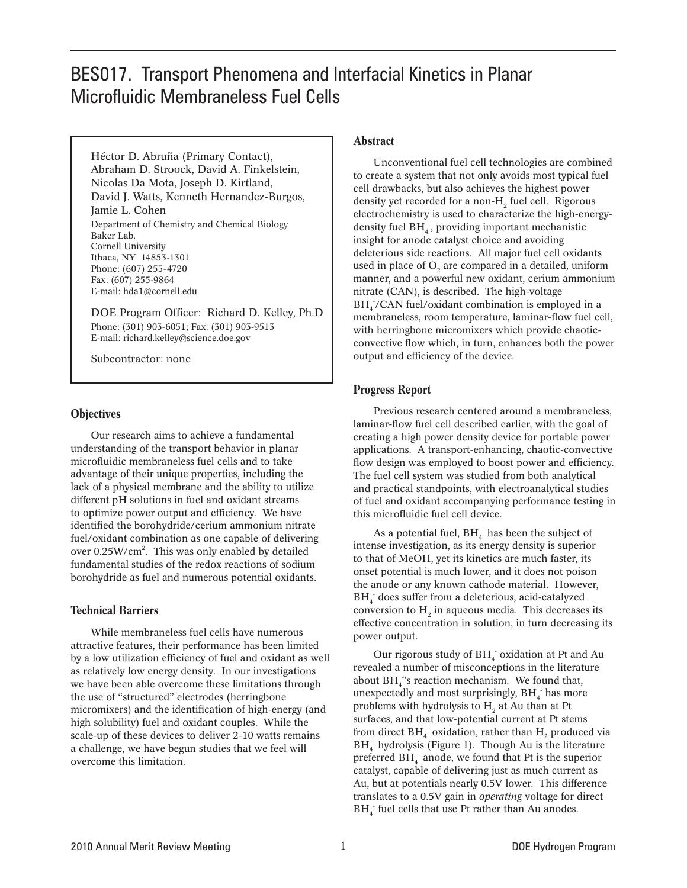# BES017. Transport Phenomena and Interfacial Kinetics in Planar Microfluidic Membraneless Fuel Cells

Héctor D. Abruña (Primary Contact), Abraham D. Stroock, David A. Finkelstein, Nicolas Da Mota, Joseph D. Kirtland, David J. Watts, Kenneth Hernandez-Burgos, Jamie L. Cohen

Department of Chemistry and Chemical Biology
Baker Lab.
Cornell University
Ithaca, NY 14853-1301
Phone: (607) 255-4720
Fax: (607) 255-9864
E-mail: hda1@cornell.edu

DOE Program Officer: Richard D. Kelley, Ph.D
Phone: (301) 903-6051; Fax: (301) 903-9513
E-mail: richard.kelley@science.doe.gov

Subcontractor: none

## Objectives

Our research aims to achieve a fundamental understanding of the transport behavior in planar microfluidic membraneless fuel cells and to take advantage of their unique properties, including the lack of a physical membrane and the ability to utilize different pH solutions in fuel and oxidant streams to optimize power output and efficiency. We have identified the borohydride/cerium ammonium nitrate fuel/oxidant combination as one capable of delivering over $0.25W/cm^2$. This was only enabled by detailed fundamental studies of the redox reactions of sodium borohydride as fuel and numerous potential oxidants.

## Technical Barriers

While membraneless fuel cells have numerous attractive features, their performance has been limited by a low utilization efficiency of fuel and oxidant as well as relatively low energy density. In our investigations we have been able overcome these limitations through the use of "structured" electrodes (herringbone micromixers) and the identification of high-energy (and high solubility) fuel and oxidant couples. While the scale-up of these devices to deliver 2-10 watts remains a challenge, we have begun studies that we feel will overcome this limitation.

## Abstract

Unconventional fuel cell technologies are combined to create a system that not only avoids most typical fuel cell drawbacks, but also achieves the highest power density yet recorded for a non-$H_2$ fuel cell. Rigorous electrochemistry is used to characterize the high-energy-density fuel $BH_4^-$, providing important mechanistic insight for anode catalyst choice and avoiding deleterious side reactions. All major fuel cell oxidants used in place of $O_2$ are compared in a detailed, uniform manner, and a powerful new oxidant, cerium ammonium nitrate (CAN), is described. The high-voltage $BH_4^-$/CAN fuel/oxidant combination is employed in a membraneless, room temperature, laminar-flow fuel cell, with herringbone micromixers which provide chaotic-convective flow which, in turn, enhances both the power output and efficiency of the device.

## Progress Report

Previous research centered around a membraneless, laminar-flow fuel cell described earlier, with the goal of creating a high power density device for portable power applications. A transport-enhancing, chaotic-convective flow design was employed to boost power and efficiency. The fuel cell system was studied from both analytical and practical standpoints, with electroanalytical studies of fuel and oxidant accompanying performance testing in this microfluidic fuel cell device.

As a potential fuel, $BH_4^-$ has been the subject of intense investigation, as its energy density is superior to that of MeOH, yet its kinetics are much faster, its onset potential is much lower, and it does not poison the anode or any known cathode material. However, $BH_4^-$ does suffer from a deleterious, acid-catalyzed conversion to $H_2$ in aqueous media. This decreases its effective concentration in solution, in turn decreasing its power output.

Our rigorous study of $BH_4^-$ oxidation at Pt and Au revealed a number of misconceptions in the literature about $BH_4^-$'s reaction mechanism. We found that, unexpectedly and most surprisingly, $BH_4^-$ has more problems with hydrolysis to $H_2$ at Au than at Pt surfaces, and that low-potential current at Pt stems from direct $BH_4^-$ oxidation, rather than $H_2$ produced via $BH_4^-$ hydrolysis (Figure 1). Though Au is the literature preferred $BH_4^-$ anode, we found that Pt is the superior catalyst, capable of delivering just as much current as Au, but at potentials nearly 0.5V lower. This difference translates to a 0.5V gain in *operating* voltage for direct $BH_4^-$ fuel cells that use Pt rather than Au anodes.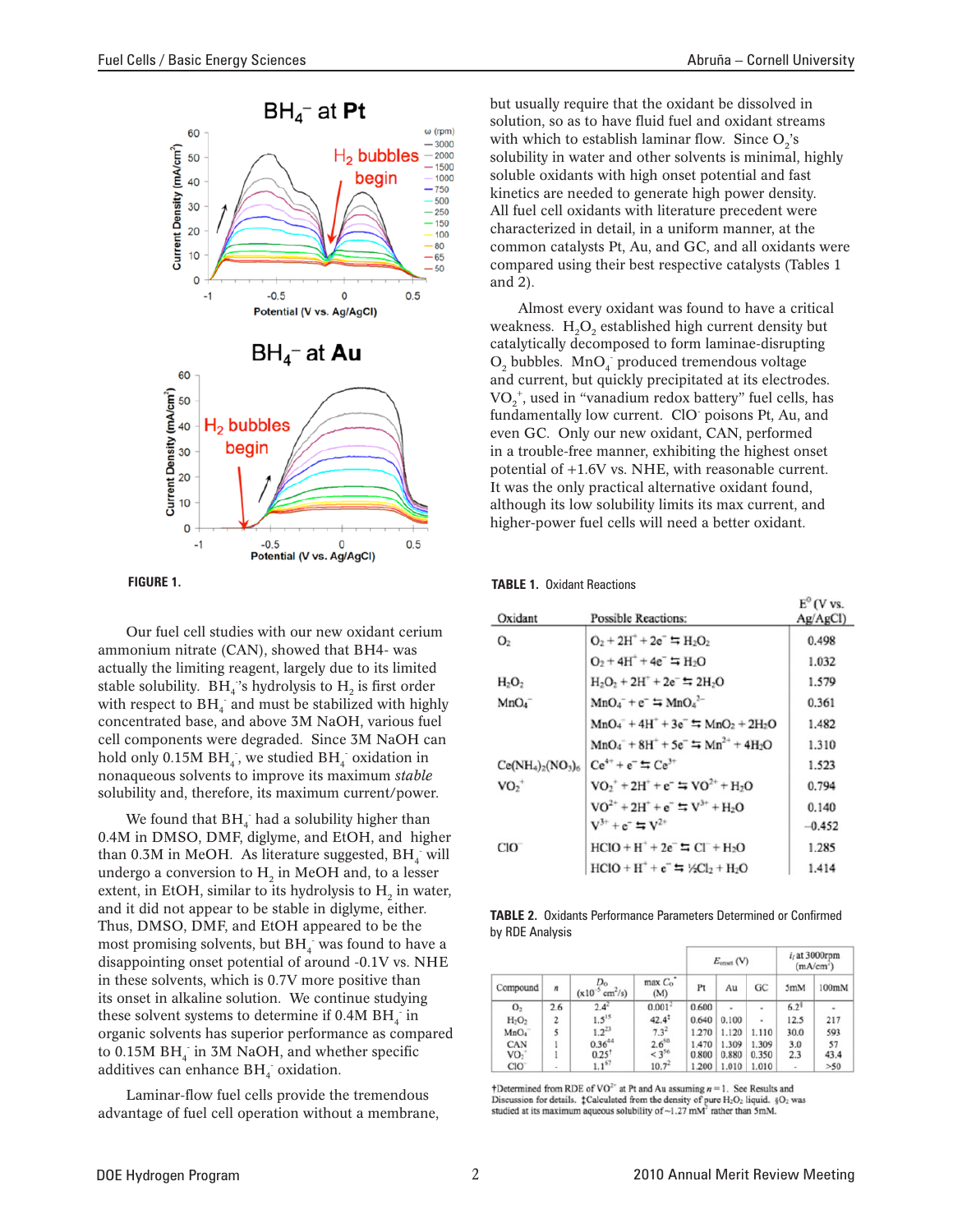**FIGURE 1.**

Our fuel cell studies with our new oxidant cerium ammonium nitrate (CAN), showed that BH4- was actually the limiting reagent, largely due to its limited stable solubility. $BH_4^-$'s hydrolysis to $H_2$ is first order with respect to $BH_4^-$ and must be stabilized with highly concentrated base, and above 3M NaOH, various fuel cell components were degraded. Since 3M NaOH can hold only 0.15M $BH_4^-$, we studied $BH_4^-$ oxidation in nonaqueous solvents to improve its maximum *stable* solubility and, therefore, its maximum current/power.

We found that $BH_4^-$ had a solubility higher than 0.4M in DMSO, DMF, diglyme, and EtOH, and higher than 0.3M in MeOH. As literature suggested, $BH_4^-$ will undergo a conversion to $H_2$ in MeOH and, to a lesser extent, in EtOH, similar to its hydrolysis to $H_2$ in water, and it did not appear to be stable in diglyme, either. Thus, DMSO, DMF, and EtOH appeared to be the most promising solvents, but $BH_4^-$ was found to have a disappointing onset potential of around -0.1V vs. NHE in these solvents, which is 0.7V more positive than its onset in alkaline solution. We continue studying these solvent systems to determine if 0.4M $BH_4^-$ in organic solvents has superior performance as compared to 0.15M $BH_4^-$ in 3M NaOH, and whether specific additives can enhance $BH_4^-$ oxidation.

Laminar-flow fuel cells provide the tremendous advantage of fuel cell operation without a membrane, but usually require that the oxidant be dissolved in solution, so as to have fluid fuel and oxidant streams with which to establish laminar flow. Since $O_2$'s solubility in water and other solvents is minimal, highly soluble oxidants with high onset potential and fast kinetics are needed to generate high power density. All fuel cell oxidants with literature precedent were characterized in detail, in a uniform manner, at the common catalysts Pt, Au, and GC, and all oxidants were compared using their best respective catalysts (Tables 1 and 2).

Almost every oxidant was found to have a critical weakness. $H_2O_2$ established high current density but catalytically decomposed to form laminae-disrupting $O_2$ bubbles. $MnO_4^-$ produced tremendous voltage and current, but quickly precipitated at its electrodes. $VO_2^+$, used in "vanadium redox battery" fuel cells, has fundamentally low current. $ClO^-$ poisons Pt, Au, and even GC. Only our new oxidant, CAN, performed in a trouble-free manner, exhibiting the highest onset potential of +1.6V vs. NHE, with reasonable current. It was the only practical alternative oxidant found, although its low solubility limits its max current, and higher-power fuel cells will need a better oxidant.

**TABLE 1.** Oxidant Reactions

| Oxidant | Possible Reactions: | $E^0$ (V vs. Ag/AgCl) |
|---|---|---|
| $O_2$ | $O_2 + 2H^+ + 2e^- \leftrightarrows H_2O_2$ | 0.498 |
| | $O_2 + 4H^+ + 4e^- \leftrightarrows H_2O$ | 1.032 |
| $H_2O_2$ | $H_2O_2 + 2H^+ + 2e^- \leftrightarrows 2H_2O$ | 1.579 |
| $MnO_4^-$ | $MnO_4^- + e^- \leftrightarrows MnO_4^{2-}$ | 0.361 |
| | $MnO_4^- + 4H^+ + 3e^- \leftrightarrows MnO_2 + 2H_2O$ | 1.482 |
| | $MnO_4^- + 8H^+ + 5e^- \leftrightarrows Mn^{2+} + 4H_2O$ | 1.310 |
| $Ce(NH_4)_2(NO_3)_6$ | $Ce^{4+} + e^- \leftrightarrows Ce^{3+}$ | 1.523 |
| $VO_2^+$ | $VO_2^+ + 2H^+ + e^- \leftrightarrows VO^{2+} + H_2O$ | 0.794 |
| | $VO^{2+} + 2H^+ + e^- \leftrightarrows V^{3+} + H_2O$ | 0.140 |
| | $V^{3+} + e^- \leftrightarrows V^{2+}$ | −0.452 |
| $ClO^-$ | $HClO + H^+ + 2e^- \leftrightarrows Cl^- + H_2O$ | 1.285 |
| | $HClO + H^+ + e^- \leftrightarrows \frac{1}{2}Cl_2 + H_2O$ | 1.414 |

**TABLE 2.** Oxidants Performance Parameters Determined or Confirmed by RDE Analysis

| Compound | $n$ | $D_O$ ($\times 10^{-5}$ cm²/s) | max $C_O^*$ (M) | $E_{onset}$ (V) Pt | Au | GC | $i_l$ at 3000rpm (mA/cm²) 5mM | 100mM |
|---|---|---|---|---|---|---|---|---|
| $O_2$ | 2.6 | 2.4[2] | 0.001[2] | 0.600 | - | - | 6.2§ | - |
| $H_2O_2$ | 2 | 1.5[15] | 42.4‡ | 0.640 | 0.100 | - | 12.5 | 217 |
| $MnO_4^-$ | 5 | 1.2[23] | 7.3[2] | 1.270 | 1.120 | 1.110 | 30.0 | 593 |
| CAN | 1 | 0.364[44] | 2.6[60] | 1.470 | 1.309 | 1.309 | 3.0 | 57 |
| $VO_2^+$ | 1 | 0.25† | <3[56] | 0.800 | 0.880 | 0.350 | 2.3 | 43.4 |
| $ClO^-$ | - | 1.1[67] | 10.7[2] | 1.200 | 1.010 | 1.010 | - | >50 |

†Determined from RDE of $VO^{2+}$ at Pt and Au assuming $n = 1$. See Results and Discussion for details. ‡Calculated from the density of pure $H_2O_2$ liquid. §$O_2$ was studied at its maximum aqueous solubility of ~1.27 mM[2] rather than 5mM.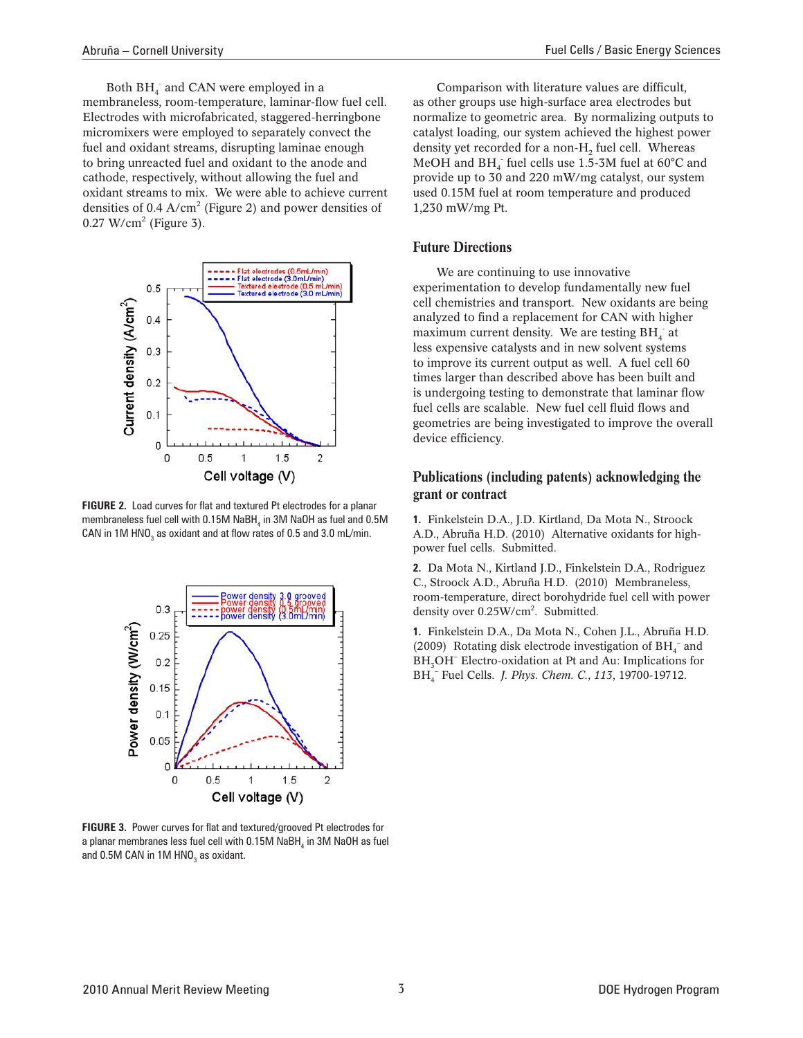Both $BH_4^-$ and CAN were employed in a membraneless, room-temperature, laminar-flow fuel cell. Electrodes with microfabricated, staggered-herringbone micromixers were employed to separately convect the fuel and oxidant streams, disrupting laminae enough to bring unreacted fuel and oxidant to the anode and cathode, respectively, without allowing the fuel and oxidant streams to mix. We were able to achieve current densities of 0.4 A/cm$^2$ (Figure 2) and power densities of 0.27 W/cm$^2$ (Figure 3).

Flat electrodes (0.5mL/min)
Flat electrode (3.0mL/min)
Textured electrode (0.5 mL/min)
Textured electrode (3.0 mL/min)
Current density (A/cm$^2$)
0
0.1
0.2
0.3
0.4
0.5
Cell voltage (V)
0
0.5
1
1.5
2

**FIGURE 2.** Load curves for flat and textured Pt electrodes for a planar membraneless fuel cell with 0.15M $NaBH_4$ in 3M NaOH as fuel and 0.5M CAN in 1M $HNO_3$ as oxidant and at flow rates of 0.5 and 3.0 mL/min.

Power density 3.0 grooved
Power density 0.5 grooved
power density (0.5mL/min)
power density (3.0mL/min)
Power density (W/cm$^2$)
0
0.05
0.1
0.15
0.2
0.25
0.3
Cell voltage (V)
0
0.5
1
1.5
2

**FIGURE 3.** Power curves for flat and textured/grooved Pt electrodes for a planar membranes less fuel cell with 0.15M $NaBH_4$ in 3M NaOH as fuel and 0.5M CAN in 1M $HNO_3$ as oxidant.

Comparison with literature values are difficult, as other groups use high-surface area electrodes but normalize to geometric area. By normalizing outputs to catalyst loading, our system achieved the highest power density yet recorded for a non-$H_2$ fuel cell. Whereas MeOH and $BH_4^-$ fuel cells use 1.5-3M fuel at 60°C and provide up to 30 and 220 mW/mg catalyst, our system used 0.15M fuel at room temperature and produced 1,230 mW/mg Pt.

## Future Directions

We are continuing to use innovative experimentation to develop fundamentally new fuel cell chemistries and transport. New oxidants are being analyzed to find a replacement for CAN with higher maximum current density. We are testing $BH_4^-$ at less expensive catalysts and in new solvent systems to improve its current output as well. A fuel cell 60 times larger than described above has been built and is undergoing testing to demonstrate that laminar flow fuel cells are scalable. New fuel cell fluid flows and geometries are being investigated to improve the overall device efficiency.

## Publications (including patents) acknowledging the grant or contract

**1.** Finkelstein D.A., J.D. Kirtland, Da Mota N., Stroock A.D., Abruña H.D. (2010) Alternative oxidants for high-power fuel cells. Submitted.

**2.** Da Mota N., Kirtland J.D., Finkelstein D.A., Rodriguez C., Stroock A.D., Abruña H.D. (2010) Membraneless, room-temperature, direct borohydride fuel cell with power density over 0.25W/cm$^2$. Submitted.

**1.** Finkelstein D.A., Da Mota N., Cohen J.L., Abruña H.D. (2009) Rotating disk electrode investigation of $BH_4^-$ and $BH_3OH^-$ Electro-oxidation at Pt and Au: Implications for $BH_4^-$ Fuel Cells. *J. Phys. Chem. C.*, *113*, 19700-19712.